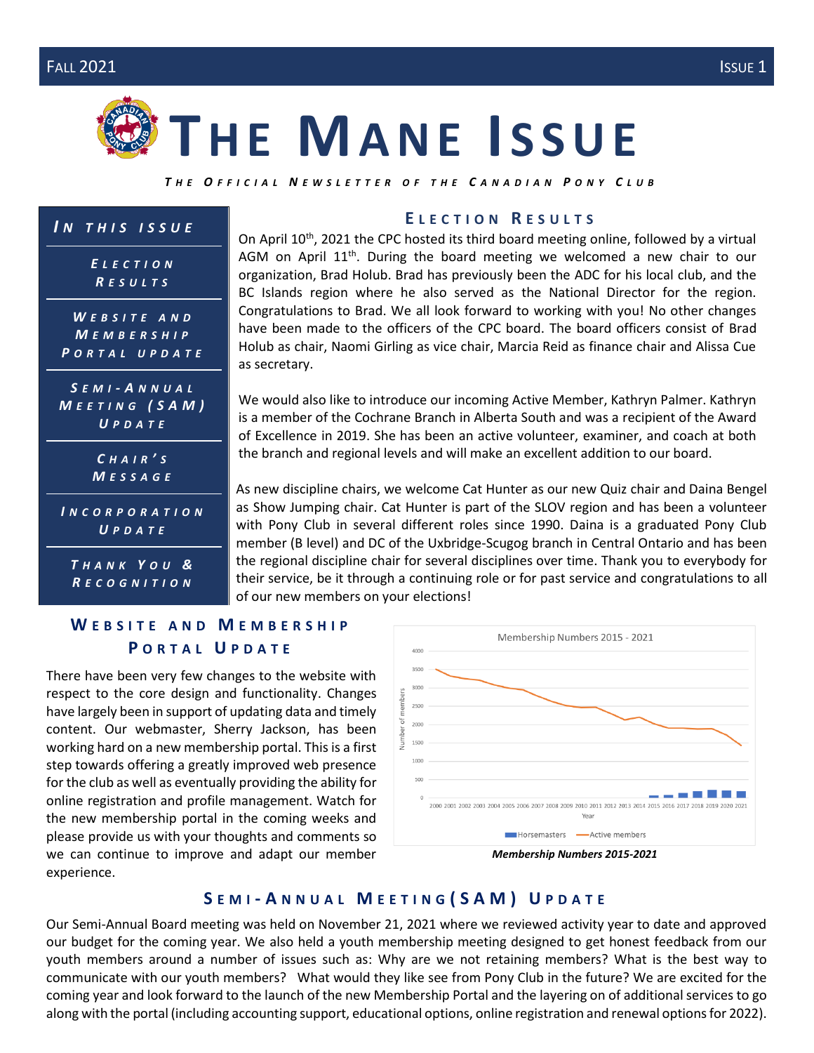Fall 2021 | Issue 1

# The Mane Issue

*The Official Newsletter of the Canadian Pony Club*

**In this issue**

- Election Results
- Website and Membership Portal update
- Semi-Annual Meeting (SAM) Update
- Chair's Message
- Incorporation Update
- Thank You & Recognition

## Election Results

On April 10th, 2021 the CPC hosted its third board meeting online, followed by a virtual AGM on April 11th. During the board meeting we welcomed a new chair to our organization, Brad Holub. Brad has previously been the ADC for his local club, and the BC Islands region where he also served as the National Director for the region. Congratulations to Brad. We all look forward to working with you! No other changes have been made to the officers of the CPC board. The board officers consist of Brad Holub as chair, Naomi Girling as vice chair, Marcia Reid as finance chair and Alissa Cue as secretary.

We would also like to introduce our incoming Active Member, Kathryn Palmer. Kathryn is a member of the Cochrane Branch in Alberta South and was a recipient of the Award of Excellence in 2019. She has been an active volunteer, examiner, and coach at both the branch and regional levels and will make an excellent addition to our board.

As new discipline chairs, we welcome Cat Hunter as our new Quiz chair and Daina Bengel as Show Jumping chair. Cat Hunter is part of the SLOV region and has been a volunteer with Pony Club in several different roles since 1990. Daina is a graduated Pony Club member (B level) and DC of the Uxbridge-Scugog branch in Central Ontario and has been the regional discipline chair for several disciplines over time. Thank you to everybody for their service, be it through a continuing role or for past service and congratulations to all of our new members on your elections!

## Website and Membership Portal Update

There have been very few changes to the website with respect to the core design and functionality. Changes have largely been in support of updating data and timely content. Our webmaster, Sherry Jackson, has been working hard on a new membership portal. This is a first step towards offering a greatly improved web presence for the club as well as eventually providing the ability for online registration and profile management. Watch for the new membership portal in the coming weeks and please provide us with your thoughts and comments so we can continue to improve and adapt our member experience.

Membership Numbers 2015 - 2021

*Membership Numbers 2015-2021*

## Semi-Annual Meeting (SAM) Update

Our Semi-Annual Board meeting was held on November 21, 2021 where we reviewed activity year to date and approved our budget for the coming year. We also held a youth membership meeting designed to get honest feedback from our youth members around a number of issues such as: Why are we not retaining members? What is the best way to communicate with our youth members? What would they like see from Pony Club in the future? We are excited for the coming year and look forward to the launch of the new Membership Portal and the layering on of additional services to go along with the portal (including accounting support, educational options, online registration and renewal options for 2022).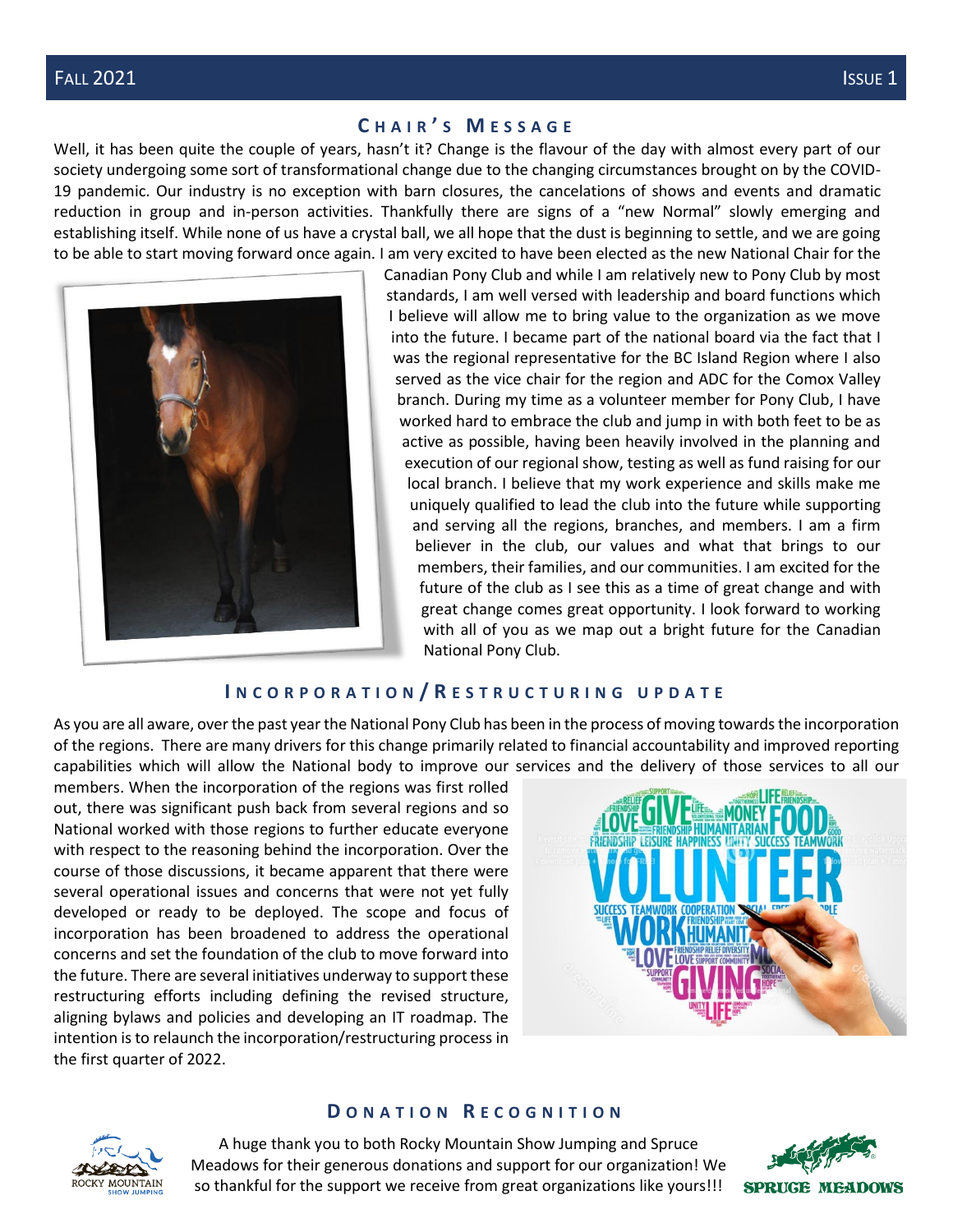## Chair's Message

Well, it has been quite the couple of years, hasn't it? Change is the flavour of the day with almost every part of our society undergoing some sort of transformational change due to the changing circumstances brought on by the COVID-19 pandemic. Our industry is no exception with barn closures, the cancelations of shows and events and dramatic reduction in group and in-person activities. Thankfully there are signs of a "new Normal" slowly emerging and establishing itself. While none of us have a crystal ball, we all hope that the dust is beginning to settle, and we are going to be able to start moving forward once again. I am very excited to have been elected as the new National Chair for the Canadian Pony Club and while I am relatively new to Pony Club by most standards, I am well versed with leadership and board functions which I believe will allow me to bring value to the organization as we move into the future. I became part of the national board via the fact that I was the regional representative for the BC Island Region where I also served as the vice chair for the region and ADC for the Comox Valley branch. During my time as a volunteer member for Pony Club, I have worked hard to embrace the club and jump in with both feet to be as active as possible, having been heavily involved in the planning and execution of our regional show, testing as well as fund raising for our local branch. I believe that my work experience and skills make me uniquely qualified to lead the club into the future while supporting and serving all the regions, branches, and members. I am a firm believer in the club, our values and what that brings to our members, their families, and our communities. I am excited for the future of the club as I see this as a time of great change and with great change comes great opportunity. I look forward to working with all of you as we map out a bright future for the Canadian National Pony Club.

## Incorporation/Restructuring update

As you are all aware, over the past year the National Pony Club has been in the process of moving towards the incorporation of the regions. There are many drivers for this change primarily related to financial accountability and improved reporting capabilities which will allow the National body to improve our services and the delivery of those services to all our members. When the incorporation of the regions was first rolled out, there was significant push back from several regions and so National worked with those regions to further educate everyone with respect to the reasoning behind the incorporation. Over the course of those discussions, it became apparent that there were several operational issues and concerns that were not yet fully developed or ready to be deployed. The scope and focus of incorporation has been broadened to address the operational concerns and set the foundation of the club to move forward into the future. There are several initiatives underway to support these restructuring efforts including defining the revised structure, aligning bylaws and policies and developing an IT roadmap. The intention is to relaunch the incorporation/restructuring process in the first quarter of 2022.

## Donation Recognition

A huge thank you to both Rocky Mountain Show Jumping and Spruce Meadows for their generous donations and support for our organization! We so thankful for the support we receive from great organizations like yours!!!